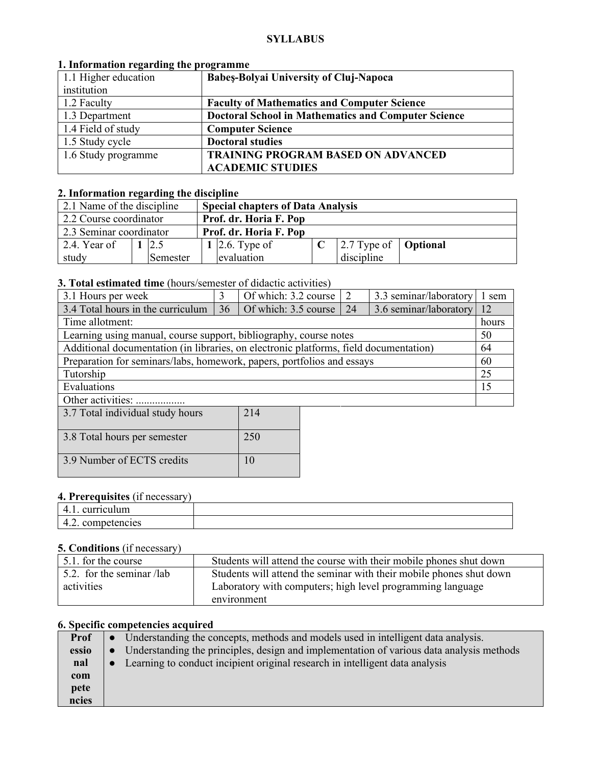# SYLLABUS

## 1. Information regarding the programme

| | |
|---|---|
| 1.1 Higher education institution | **Babeş-Bolyai University of Cluj-Napoca** |
| 1.2 Faculty | **Faculty of Mathematics and Computer Science** |
| 1.3 Department | **Doctoral School in Mathematics and Computer Science** |
| 1.4 Field of study | **Computer Science** |
| 1.5 Study cycle | **Doctoral studies** |
| 1.6 Study programme | **TRAINING PROGRAM BASED ON ADVANCED ACADEMIC STUDIES** |

## 2. Information regarding the discipline

| | | | | | | | |
|---|---|---|---|---|---|---|---|
| 2.1 Name of the discipline | **Special chapters of Data Analysis** | | | | | | |
| 2.2 Course coordinator | **Prof. dr. Horia F. Pop** | | | | | | |
| 2.3 Seminar coordinator | **Prof. dr. Horia F. Pop** | | | | | | |
| 2.4. Year of study | **1** | 2.5 Semester | **1** | 2.6. Type of evaluation | **C** | 2.7 Type of discipline | **Optional** |

## 3. Total estimated time (hours/semester of didactic activities)

| | | | | | |
|---|---|---|---|---|---|
| 3.1 Hours per week | 3 | Of which: 3.2 course | 2 | 3.3 seminar/laboratory | 1 sem |
| 3.4 Total hours in the curriculum | 36 | Of which: 3.5 course | 24 | 3.6 seminar/laboratory | 12 |

| Time allotment: | hours |
|---|---|
| Learning using manual, course support, bibliography, course notes | 50 |
| Additional documentation (in libraries, on electronic platforms, field documentation) | 64 |
| Preparation for seminars/labs, homework, papers, portfolios and essays | 60 |
| Tutorship | 25 |
| Evaluations | 15 |
| Other activities: .................. | |

| | |
|---|---|
| 3.7 Total individual study hours | 214 |
| 3.8 Total hours per semester | 250 |
| 3.9 Number of ECTS credits | 10 |

## 4. Prerequisites (if necessary)

| | |
|---|---|
| 4.1. curriculum | |
| 4.2. competencies | |

## 5. Conditions (if necessary)

| | |
|---|---|
| 5.1. for the course | Students will attend the course with their mobile phones shut down |
| 5.2. for the seminar /lab activities | Students will attend the seminar with their mobile phones shut down<br>Laboratory with computers; high level programming language environment |

## 6. Specific competencies acquired

| | |
|---|---|
| **Professional competencies** | • Understanding the concepts, methods and models used in intelligent data analysis.<br>• Understanding the principles, design and implementation of various data analysis methods<br>• Learning to conduct incipient original research in intelligent data analysis |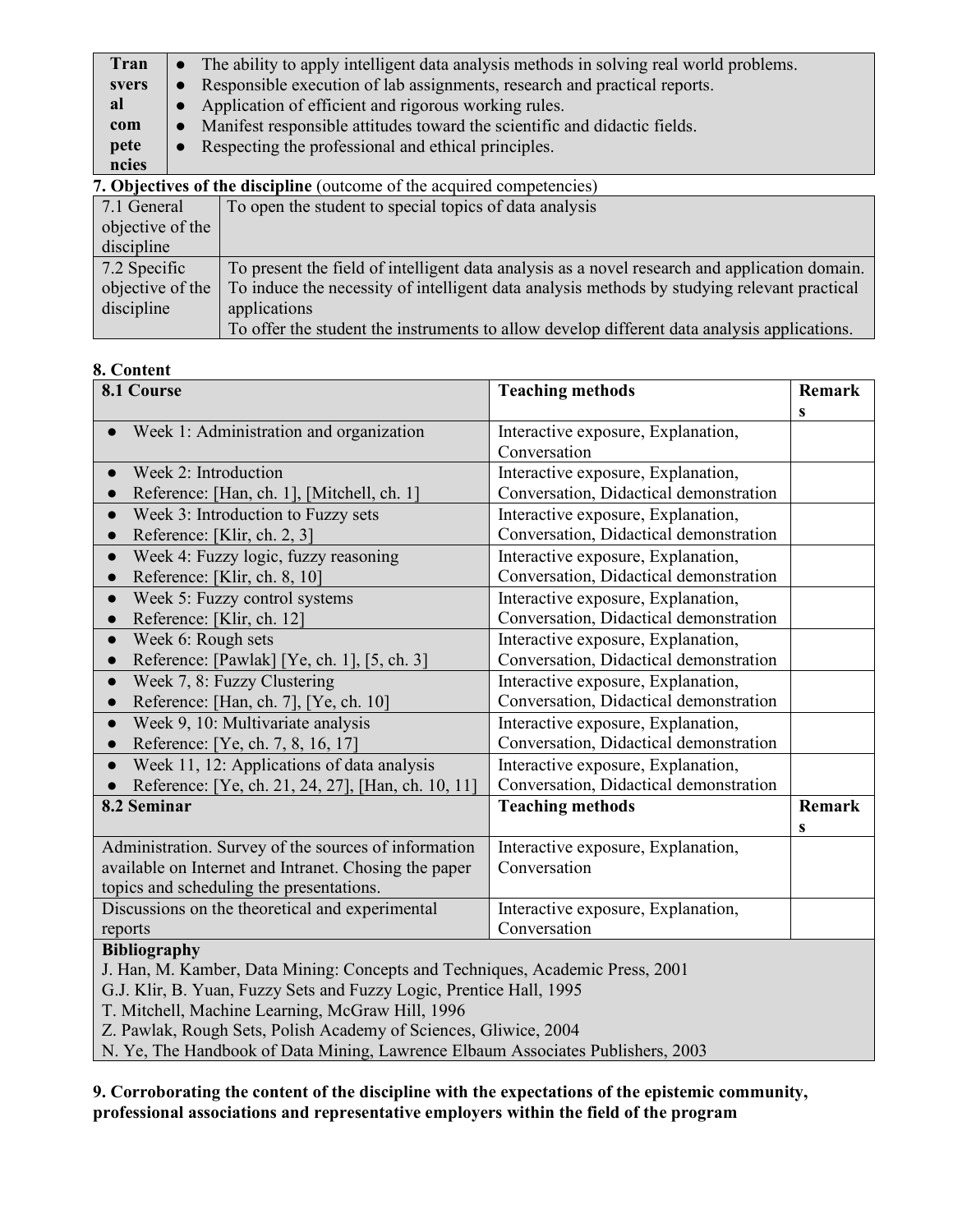| Transversal competencies | <ul><li>The ability to apply intelligent data analysis methods in solving real world problems.</li><li>Responsible execution of lab assignments, research and practical reports.</li><li>Application of efficient and rigorous working rules.</li><li>Manifest responsible attitudes toward the scientific and didactic fields.</li><li>Respecting the professional and ethical principles.</li></ul> |
|---|---|

**7. Objectives of the discipline** (outcome of the acquired competencies)

| | |
|---|---|
| 7.1 General objective of the discipline | To open the student to special topics of data analysis |
| 7.2 Specific objective of the discipline | To present the field of intelligent data analysis as a novel research and application domain.<br>To induce the necessity of intelligent data analysis methods by studying relevant practical applications<br>To offer the student the instruments to allow develop different data analysis applications. |

**8. Content**

| 8.1 Course | Teaching methods | Remarks |
|---|---|---|
| <ul><li>Week 1: Administration and organization</li></ul> | Interactive exposure, Explanation, Conversation | |
| <ul><li>Week 2: Introduction</li><li>Reference: [Han, ch. 1], [Mitchell, ch. 1]</li></ul> | Interactive exposure, Explanation, Conversation, Didactical demonstration | |
| <ul><li>Week 3: Introduction to Fuzzy sets</li><li>Reference: [Klir, ch. 2, 3]</li></ul> | Interactive exposure, Explanation, Conversation, Didactical demonstration | |
| <ul><li>Week 4: Fuzzy logic, fuzzy reasoning</li><li>Reference: [Klir, ch. 8, 10]</li></ul> | Interactive exposure, Explanation, Conversation, Didactical demonstration | |
| <ul><li>Week 5: Fuzzy control systems</li><li>Reference: [Klir, ch. 12]</li></ul> | Interactive exposure, Explanation, Conversation, Didactical demonstration | |
| <ul><li>Week 6: Rough sets</li><li>Reference: [Pawlak] [Ye, ch. 1], [5, ch. 3]</li></ul> | Interactive exposure, Explanation, Conversation, Didactical demonstration | |
| <ul><li>Week 7, 8: Fuzzy Clustering</li><li>Reference: [Han, ch. 7], [Ye, ch. 10]</li></ul> | Interactive exposure, Explanation, Conversation, Didactical demonstration | |
| <ul><li>Week 9, 10: Multivariate analysis</li><li>Reference: [Ye, ch. 7, 8, 16, 17]</li></ul> | Interactive exposure, Explanation, Conversation, Didactical demonstration | |
| <ul><li>Week 11, 12: Applications of data analysis</li><li>Reference: [Ye, ch. 21, 24, 27], [Han, ch. 10, 11]</li></ul> | Interactive exposure, Explanation, Conversation, Didactical demonstration | |
| **8.2 Seminar** | **Teaching methods** | **Remarks** |
| Administration. Survey of the sources of information available on Internet and Intranet. Chosing the paper topics and scheduling the presentations. | Interactive exposure, Explanation, Conversation | |
| Discussions on the theoretical and experimental reports | Interactive exposure, Explanation, Conversation | |

**Bibliography**

J. Han, M. Kamber, Data Mining: Concepts and Techniques, Academic Press, 2001
G.J. Klir, B. Yuan, Fuzzy Sets and Fuzzy Logic, Prentice Hall, 1995
T. Mitchell, Machine Learning, McGraw Hill, 1996
Z. Pawlak, Rough Sets, Polish Academy of Sciences, Gliwice, 2004
N. Ye, The Handbook of Data Mining, Lawrence Elbaum Associates Publishers, 2003

**9. Corroborating the content of the discipline with the expectations of the epistemic community, professional associations and representative employers within the field of the program**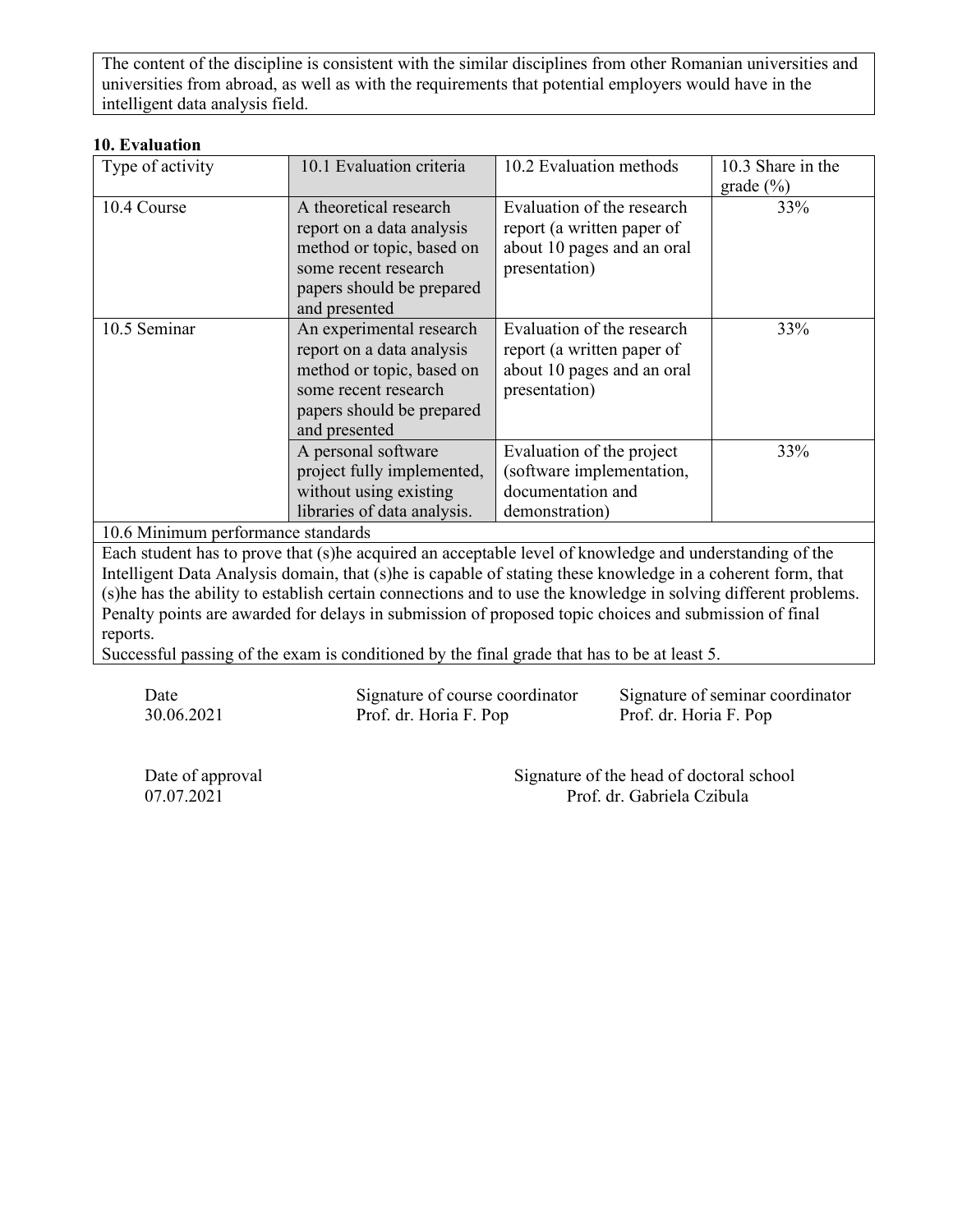The content of the discipline is consistent with the similar disciplines from other Romanian universities and universities from abroad, as well as with the requirements that potential employers would have in the intelligent data analysis field.

**10. Evaluation**

| Type of activity | 10.1 Evaluation criteria | 10.2 Evaluation methods | 10.3 Share in the grade (%) |
|---|---|---|---|
| 10.4 Course | A theoretical research report on a data analysis method or topic, based on some recent research papers should be prepared and presented | Evaluation of the research report (a written paper of about 10 pages and an oral presentation) | 33% |
| 10.5 Seminar | An experimental research report on a data analysis method or topic, based on some recent research papers should be prepared and presented | Evaluation of the research report (a written paper of about 10 pages and an oral presentation) | 33% |
| | A personal software project fully implemented, without using existing libraries of data analysis. | Evaluation of the project (software implementation, documentation and demonstration) | 33% |

10.6 Minimum performance standards

Each student has to prove that (s)he acquired an acceptable level of knowledge and understanding of the Intelligent Data Analysis domain, that (s)he is capable of stating these knowledge in a coherent form, that (s)he has the ability to establish certain connections and to use the knowledge in solving different problems. Penalty points are awarded for delays in submission of proposed topic choices and submission of final reports.

Successful passing of the exam is conditioned by the final grade that has to be at least 5.

| Date | Signature of course coordinator | Signature of seminar coordinator |
|---|---|---|
| 30.06.2021 | Prof. dr. Horia F. Pop | Prof. dr. Horia F. Pop |

| Date of approval | Signature of the head of doctoral school |
|---|---|
| 07.07.2021 | Prof. dr. Gabriela Czibula |